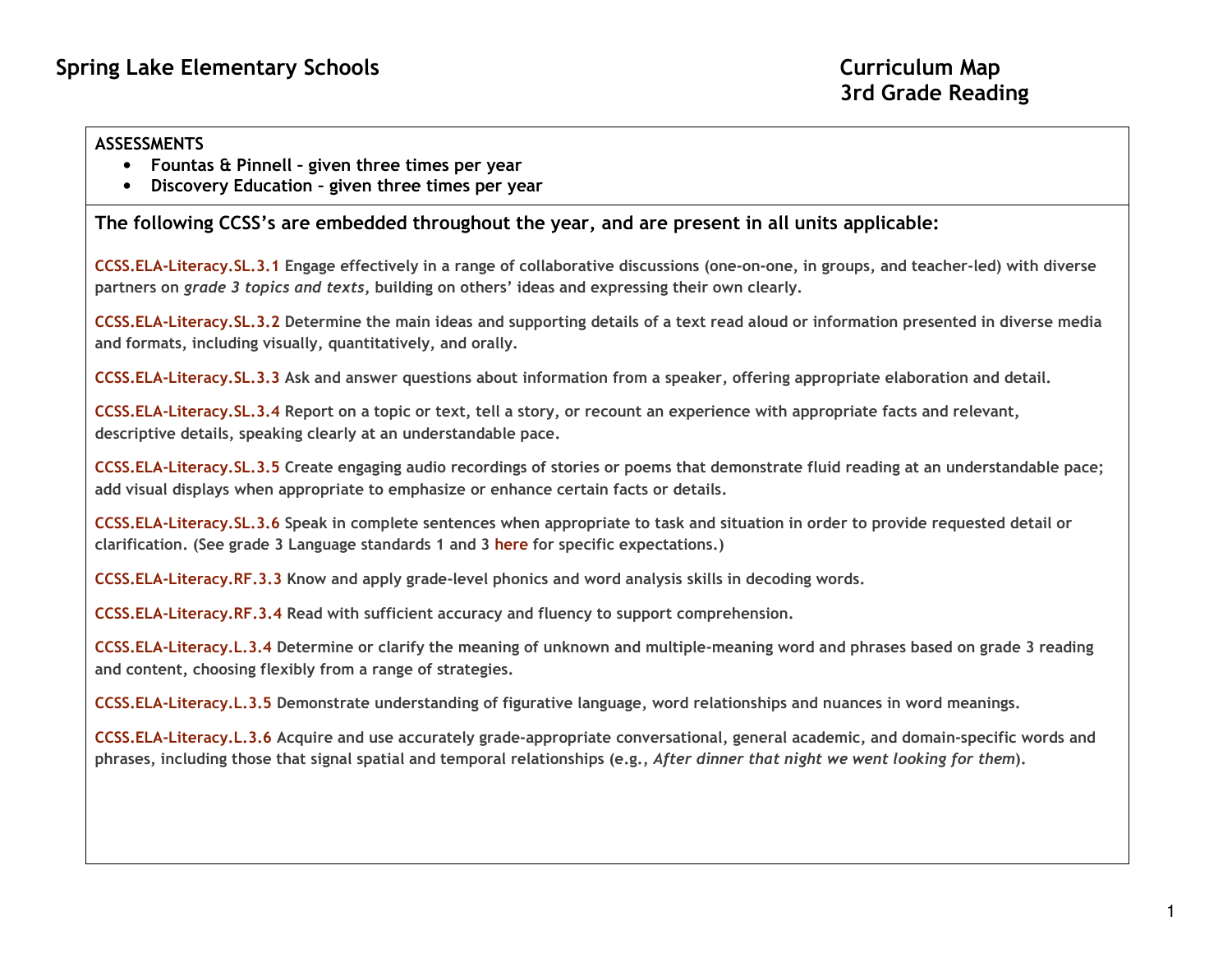# Spring Lake Elementary Schools

# Curriculum Map
# 3rd Grade Reading

**ASSESSMENTS**

- **Fountas & Pinnell – given three times per year**
- **Discovery Education – given three times per year**

## The following CCSS's are embedded throughout the year, and are present in all units applicable:

**CCSS.ELA-Literacy.SL.3.1 Engage effectively in a range of collaborative discussions (one-on-one, in groups, and teacher-led) with diverse partners on *grade 3 topics and texts*, building on others' ideas and expressing their own clearly.**

**CCSS.ELA-Literacy.SL.3.2 Determine the main ideas and supporting details of a text read aloud or information presented in diverse media and formats, including visually, quantitatively, and orally.**

**CCSS.ELA-Literacy.SL.3.3 Ask and answer questions about information from a speaker, offering appropriate elaboration and detail.**

**CCSS.ELA-Literacy.SL.3.4 Report on a topic or text, tell a story, or recount an experience with appropriate facts and relevant, descriptive details, speaking clearly at an understandable pace.**

**CCSS.ELA-Literacy.SL.3.5 Create engaging audio recordings of stories or poems that demonstrate fluid reading at an understandable pace; add visual displays when appropriate to emphasize or enhance certain facts or details.**

**CCSS.ELA-Literacy.SL.3.6 Speak in complete sentences when appropriate to task and situation in order to provide requested detail or clarification. (See grade 3 Language standards 1 and 3 here for specific expectations.)**

**CCSS.ELA-Literacy.RF.3.3 Know and apply grade-level phonics and word analysis skills in decoding words.**

**CCSS.ELA-Literacy.RF.3.4 Read with sufficient accuracy and fluency to support comprehension.**

**CCSS.ELA-Literacy.L.3.4 Determine or clarify the meaning of unknown and multiple-meaning word and phrases based on grade 3 reading and content, choosing flexibly from a range of strategies.**

**CCSS.ELA-Literacy.L.3.5 Demonstrate understanding of figurative language, word relationships and nuances in word meanings.**

**CCSS.ELA-Literacy.L.3.6 Acquire and use accurately grade-appropriate conversational, general academic, and domain-specific words and phrases, including those that signal spatial and temporal relationships (e.g., *After dinner that night we went looking for them*).**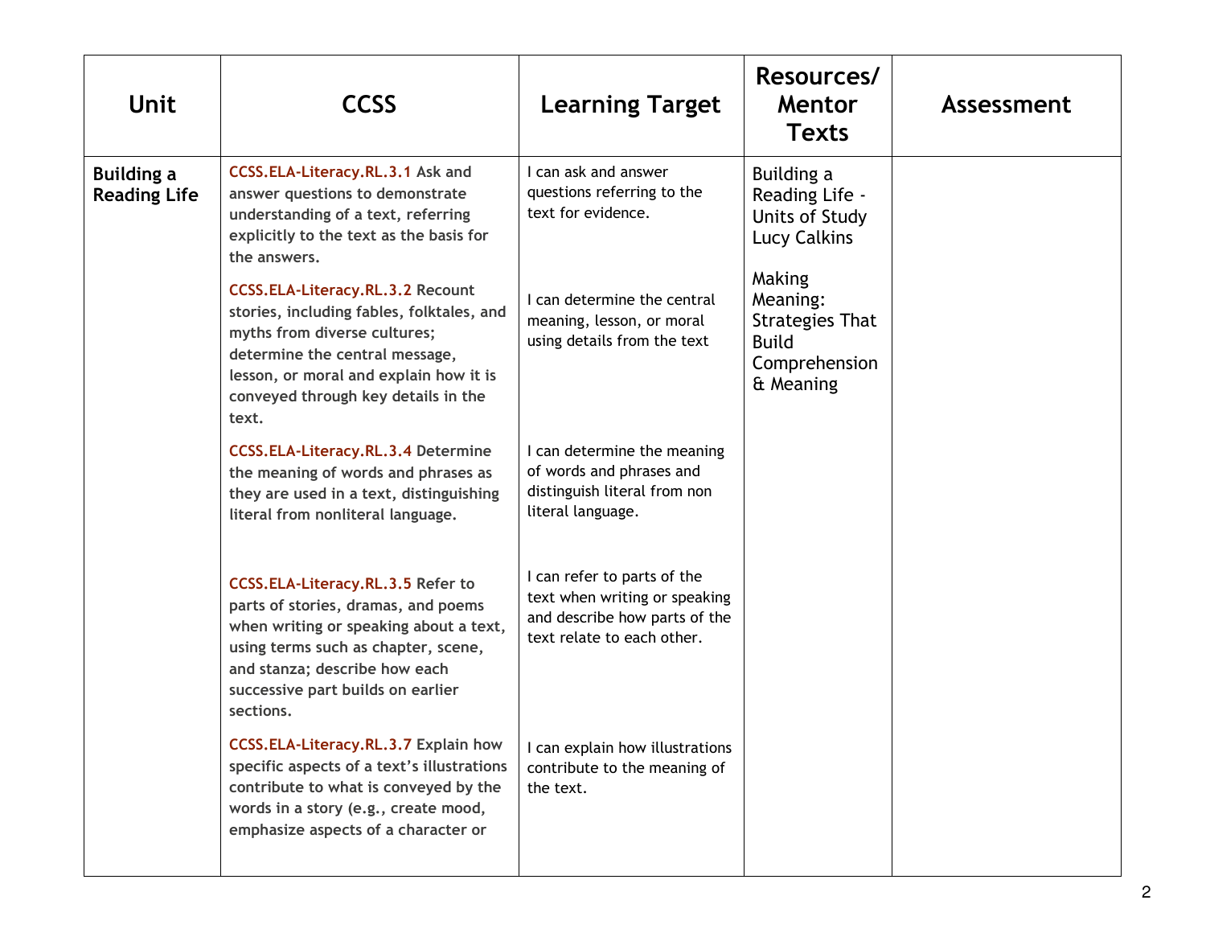| Unit | CCSS | Learning Target | Resources/ Mentor Texts | Assessment |
|---|---|---|---|---|
| **Building a Reading Life** | **CCSS.ELA-Literacy.RL.3.1 Ask and answer questions to demonstrate understanding of a text, referring explicitly to the text as the basis for the answers.** | I can ask and answer questions referring to the text for evidence. | Building a Reading Life - Units of Study Lucy Calkins | |
| | **CCSS.ELA-Literacy.RL.3.2 Recount stories, including fables, folktales, and myths from diverse cultures; determine the central message, lesson, or moral and explain how it is conveyed through key details in the text.** | I can determine the central meaning, lesson, or moral using details from the text | Making Meaning: Strategies That Build Comprehension & Meaning | |
| | **CCSS.ELA-Literacy.RL.3.4 Determine the meaning of words and phrases as they are used in a text, distinguishing literal from nonliteral language.** | I can determine the meaning of words and phrases and distinguish literal from non literal language. | | |
| | **CCSS.ELA-Literacy.RL.3.5 Refer to parts of stories, dramas, and poems when writing or speaking about a text, using terms such as chapter, scene, and stanza; describe how each successive part builds on earlier sections.** | I can refer to parts of the text when writing or speaking and describe how parts of the text relate to each other. | | |
| | **CCSS.ELA-Literacy.RL.3.7 Explain how specific aspects of a text's illustrations contribute to what is conveyed by the words in a story (e.g., create mood, emphasize aspects of a character or** | I can explain how illustrations contribute to the meaning of the text. | | |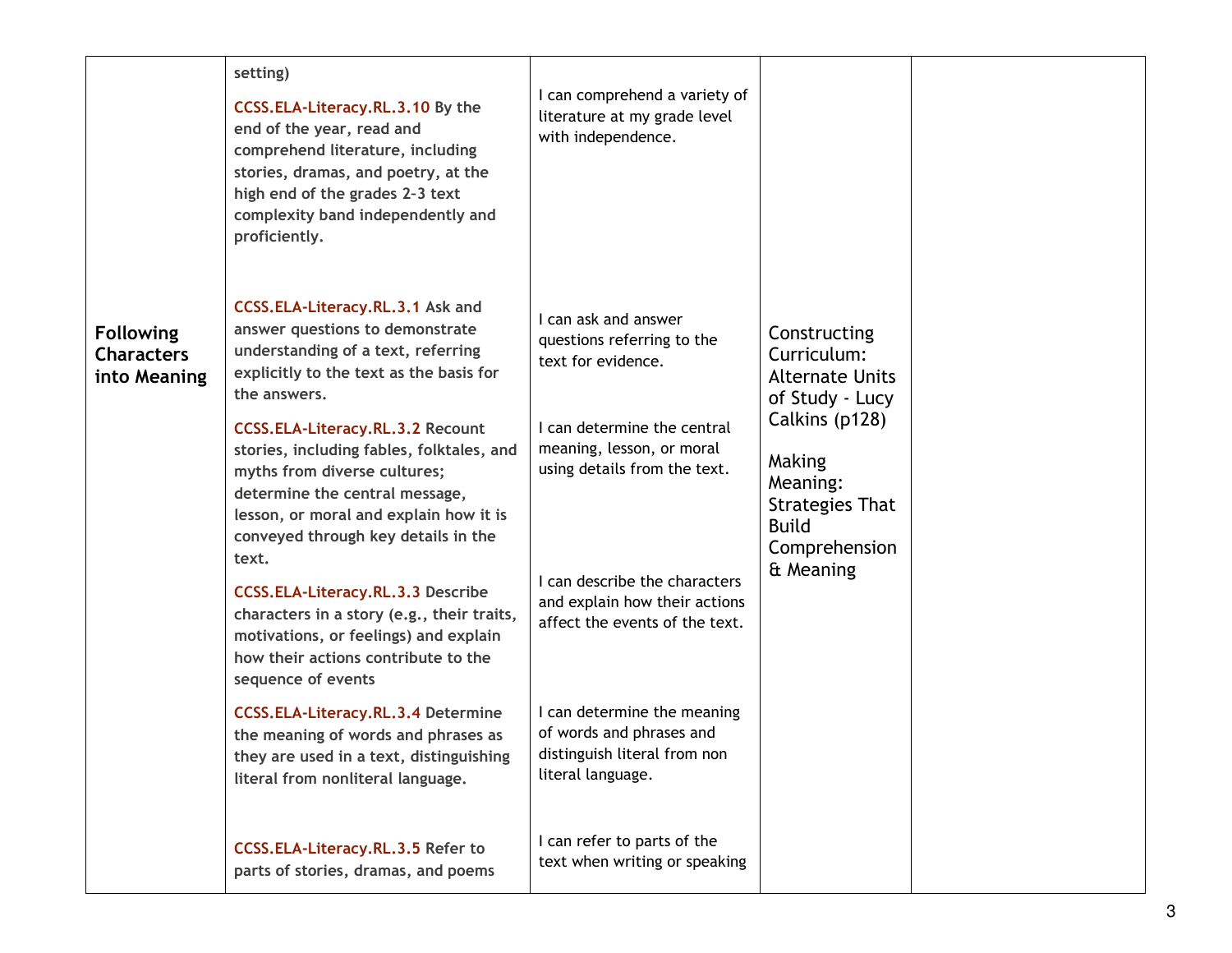| | | | | |
|---|---|---|---|---|
| | setting)<br><br>**CCSS.ELA-Literacy.RL.3.10 By the end of the year, read and comprehend literature, including stories, dramas, and poetry, at the high end of the grades 2-3 text complexity band independently and proficiently.** | I can comprehend a variety of literature at my grade level with independence. | | |
| **Following Characters into Meaning** | **CCSS.ELA-Literacy.RL.3.1 Ask and answer questions to demonstrate understanding of a text, referring explicitly to the text as the basis for the answers.**<br><br>**CCSS.ELA-Literacy.RL.3.2 Recount stories, including fables, folktales, and myths from diverse cultures; determine the central message, lesson, or moral and explain how it is conveyed through key details in the text.**<br><br>**CCSS.ELA-Literacy.RL.3.3 Describe characters in a story (e.g., their traits, motivations, or feelings) and explain how their actions contribute to the sequence of events**<br><br>**CCSS.ELA-Literacy.RL.3.4 Determine the meaning of words and phrases as they are used in a text, distinguishing literal from nonliteral language.**<br><br>**CCSS.ELA-Literacy.RL.3.5 Refer to parts of stories, dramas, and poems** | I can ask and answer questions referring to the text for evidence.<br><br>I can determine the central meaning, lesson, or moral using details from the text.<br><br>I can describe the characters and explain how their actions affect the events of the text.<br><br>I can determine the meaning of words and phrases and distinguish literal from non literal language.<br><br>I can refer to parts of the text when writing or speaking | Constructing Curriculum: Alternate Units of Study - Lucy Calkins (p128)<br><br>Making Meaning: Strategies That Build Comprehension & Meaning | |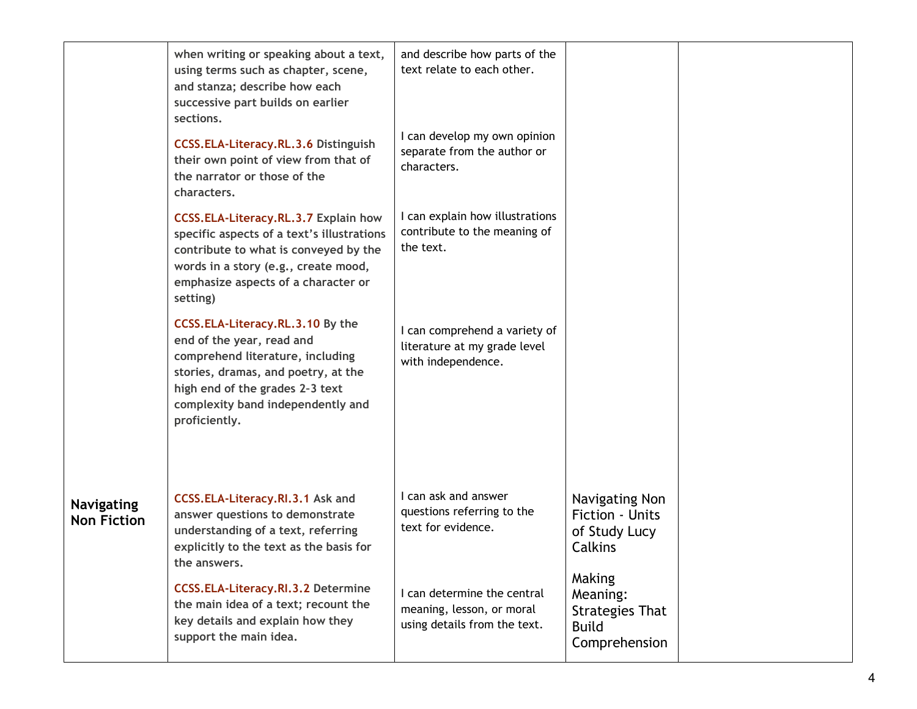| | | | | |
|---|---|---|---|---|
| | when writing or speaking about a text, using terms such as chapter, scene, and stanza; describe how each successive part builds on earlier sections. | and describe how parts of the text relate to each other. | | |
| | **CCSS.ELA-Literacy.RL.3.6** Distinguish their own point of view from that of the narrator or those of the characters. | I can develop my own opinion separate from the author or characters. | | |
| | **CCSS.ELA-Literacy.RL.3.7** Explain how specific aspects of a text's illustrations contribute to what is conveyed by the words in a story (e.g., create mood, emphasize aspects of a character or setting) | I can explain how illustrations contribute to the meaning of the text. | | |
| | **CCSS.ELA-Literacy.RL.3.10** By the end of the year, read and comprehend literature, including stories, dramas, and poetry, at the high end of the grades 2-3 text complexity band independently and proficiently. | I can comprehend a variety of literature at my grade level with independence. | | |
| **Navigating Non Fiction** | **CCSS.ELA-Literacy.RI.3.1** Ask and answer questions to demonstrate understanding of a text, referring explicitly to the text as the basis for the answers. | I can ask and answer questions referring to the text for evidence. | Navigating Non Fiction - Units of Study Lucy Calkins | |
| | **CCSS.ELA-Literacy.RI.3.2** Determine the main idea of a text; recount the key details and explain how they support the main idea. | I can determine the central meaning, lesson, or moral using details from the text. | Making Meaning: Strategies That Build Comprehension | |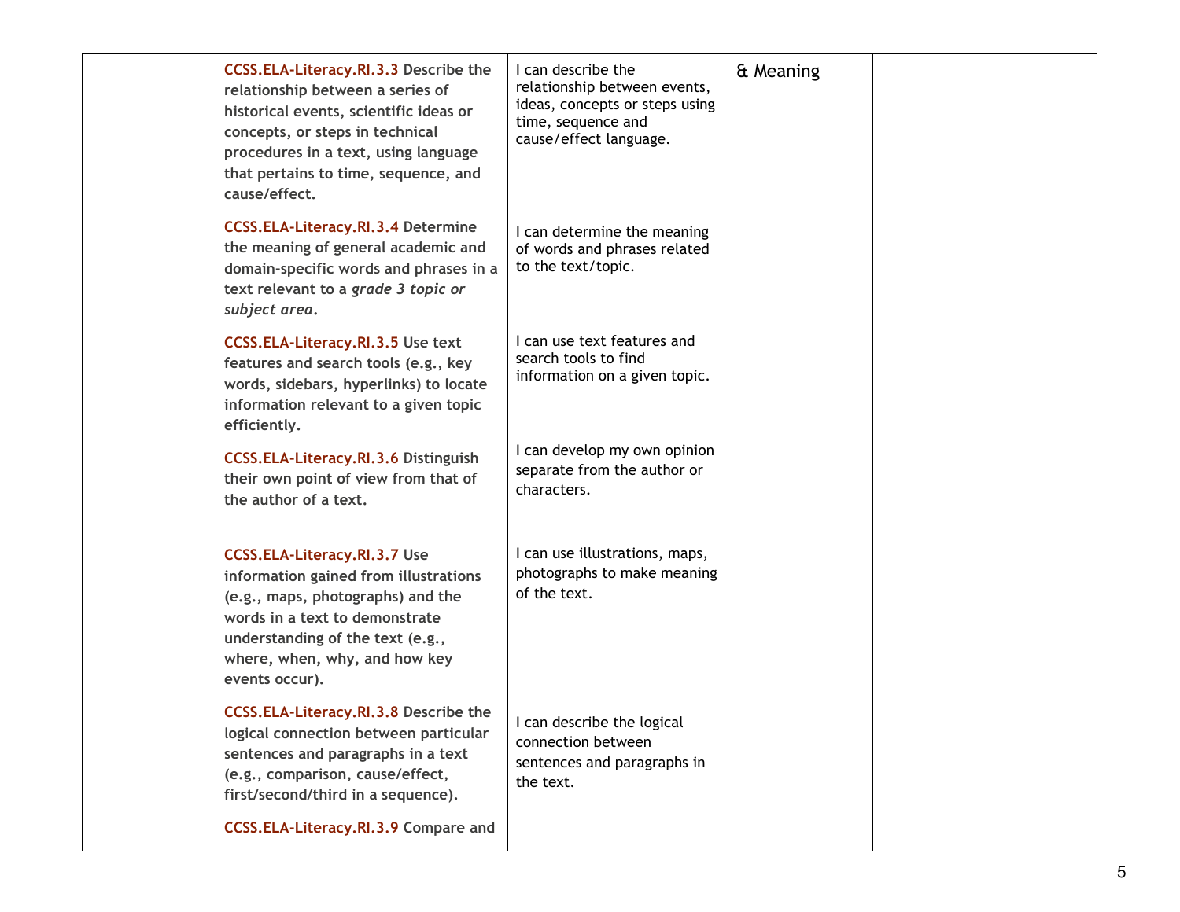| | | | | |
|---|---|---|---|---|
| | **CCSS.ELA-Literacy.RI.3.3 Describe the relationship between a series of historical events, scientific ideas or concepts, or steps in technical procedures in a text, using language that pertains to time, sequence, and cause/effect.** | I can describe the relationship between events, ideas, concepts or steps using time, sequence and cause/effect language. | & Meaning | |
| | **CCSS.ELA-Literacy.RI.3.4 Determine the meaning of general academic and domain-specific words and phrases in a text relevant to a *grade 3 topic or subject area*.** | I can determine the meaning of words and phrases related to the text/topic. | | |
| | **CCSS.ELA-Literacy.RI.3.5 Use text features and search tools (e.g., key words, sidebars, hyperlinks) to locate information relevant to a given topic efficiently.** | I can use text features and search tools to find information on a given topic. | | |
| | **CCSS.ELA-Literacy.RI.3.6 Distinguish their own point of view from that of the author of a text.** | I can develop my own opinion separate from the author or characters. | | |
| | **CCSS.ELA-Literacy.RI.3.7 Use information gained from illustrations (e.g., maps, photographs) and the words in a text to demonstrate understanding of the text (e.g., where, when, why, and how key events occur).** | I can use illustrations, maps, photographs to make meaning of the text. | | |
| | **CCSS.ELA-Literacy.RI.3.8 Describe the logical connection between particular sentences and paragraphs in a text (e.g., comparison, cause/effect, first/second/third in a sequence).** | I can describe the logical connection between sentences and paragraphs in the text. | | |
| | **CCSS.ELA-Literacy.RI.3.9 Compare and** | | | |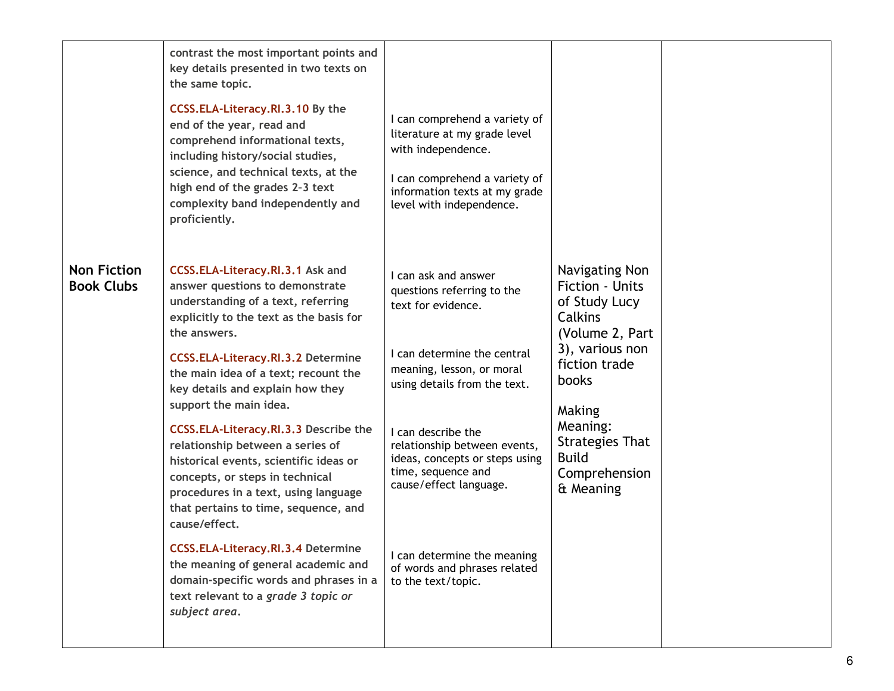| | | | | |
|---|---|---|---|---|
| | contrast the most important points and key details presented in two texts on the same topic.<br><br>**CCSS.ELA-Literacy.RI.3.10** By the end of the year, read and comprehend informational texts, including history/social studies, science, and technical texts, at the high end of the grades 2-3 text complexity band independently and proficiently. | I can comprehend a variety of literature at my grade level with independence.<br><br>I can comprehend a variety of information texts at my grade level with independence. | | |
| **Non Fiction Book Clubs** | **CCSS.ELA-Literacy.RI.3.1** Ask and answer questions to demonstrate understanding of a text, referring explicitly to the text as the basis for the answers.<br><br>**CCSS.ELA-Literacy.RI.3.2** Determine the main idea of a text; recount the key details and explain how they support the main idea.<br><br>**CCSS.ELA-Literacy.RI.3.3** Describe the relationship between a series of historical events, scientific ideas or concepts, or steps in technical procedures in a text, using language that pertains to time, sequence, and cause/effect.<br><br>**CCSS.ELA-Literacy.RI.3.4** Determine the meaning of general academic and domain-specific words and phrases in a text relevant to a *grade 3 topic or subject area*. | I can ask and answer questions referring to the text for evidence.<br><br>I can determine the central meaning, lesson, or moral using details from the text.<br><br>I can describe the relationship between events, ideas, concepts or steps using time, sequence and cause/effect language.<br><br>I can determine the meaning of words and phrases related to the text/topic. | Navigating Non Fiction - Units of Study Lucy Calkins (Volume 2, Part 3), various non fiction trade books<br><br>Making Meaning: Strategies That Build Comprehension & Meaning | |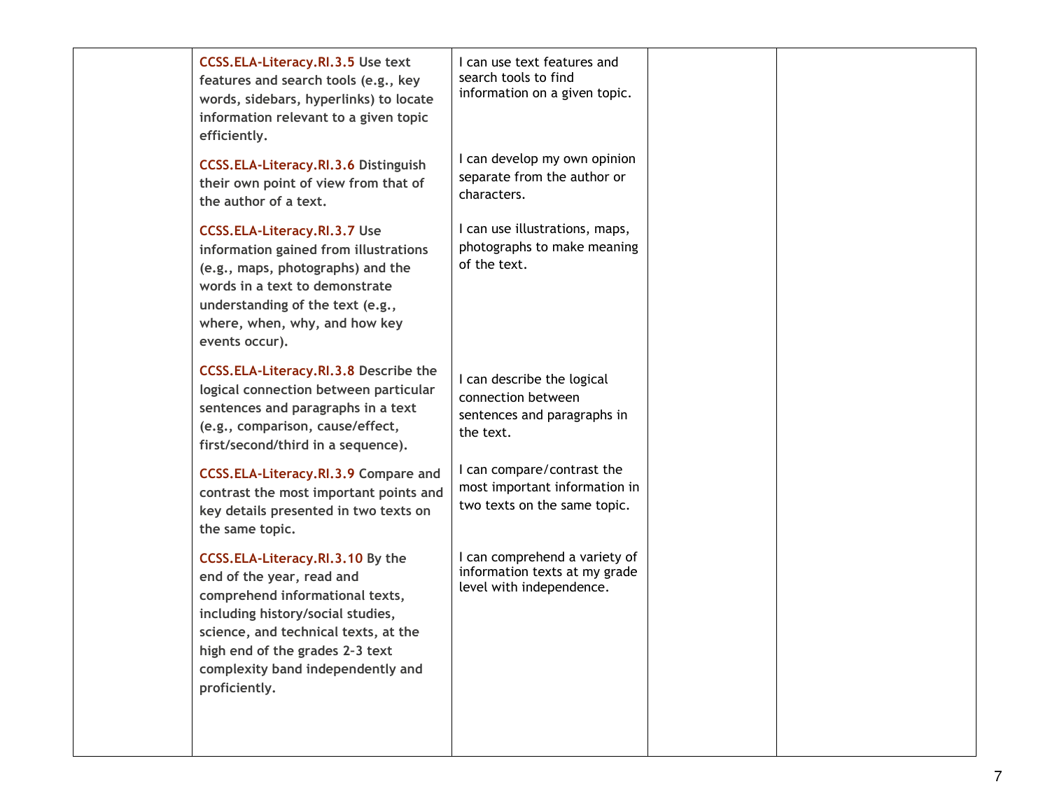| | | | | |
|---|---|---|---|---|
| | **CCSS.ELA-Literacy.RI.3.5** Use text features and search tools (e.g., key words, sidebars, hyperlinks) to locate information relevant to a given topic efficiently. | I can use text features and search tools to find information on a given topic. | | |
| | **CCSS.ELA-Literacy.RI.3.6** Distinguish their own point of view from that of the author of a text. | I can develop my own opinion separate from the author or characters. | | |
| | **CCSS.ELA-Literacy.RI.3.7** Use information gained from illustrations (e.g., maps, photographs) and the words in a text to demonstrate understanding of the text (e.g., where, when, why, and how key events occur). | I can use illustrations, maps, photographs to make meaning of the text. | | |
| | **CCSS.ELA-Literacy.RI.3.8** Describe the logical connection between particular sentences and paragraphs in a text (e.g., comparison, cause/effect, first/second/third in a sequence). | I can describe the logical connection between sentences and paragraphs in the text. | | |
| | **CCSS.ELA-Literacy.RI.3.9** Compare and contrast the most important points and key details presented in two texts on the same topic. | I can compare/contrast the most important information in two texts on the same topic. | | |
| | **CCSS.ELA-Literacy.RI.3.10** By the end of the year, read and comprehend informational texts, including history/social studies, science, and technical texts, at the high end of the grades 2-3 text complexity band independently and proficiently. | I can comprehend a variety of information texts at my grade level with independence. | | |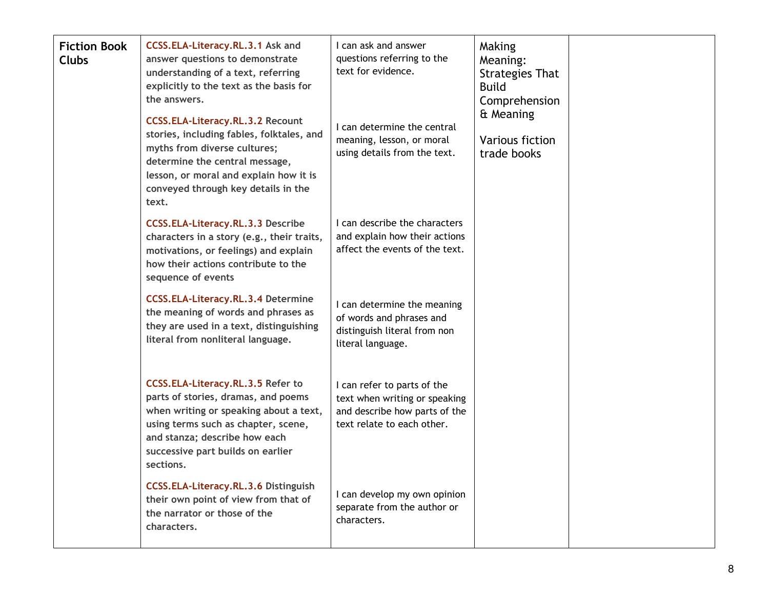| | | | | |
|---|---|---|---|---|
| **Fiction Book Clubs** | **CCSS.ELA-Literacy.RL.3.1 Ask and answer questions to demonstrate understanding of a text, referring explicitly to the text as the basis for the answers.** | I can ask and answer questions referring to the text for evidence. | Making Meaning: Strategies That Build Comprehension & Meaning<br><br>Various fiction trade books | |
| | **CCSS.ELA-Literacy.RL.3.2 Recount stories, including fables, folktales, and myths from diverse cultures; determine the central message, lesson, or moral and explain how it is conveyed through key details in the text.** | I can determine the central meaning, lesson, or moral using details from the text. | | |
| | **CCSS.ELA-Literacy.RL.3.3 Describe characters in a story (e.g., their traits, motivations, or feelings) and explain how their actions contribute to the sequence of events** | I can describe the characters and explain how their actions affect the events of the text. | | |
| | **CCSS.ELA-Literacy.RL.3.4 Determine the meaning of words and phrases as they are used in a text, distinguishing literal from nonliteral language.** | I can determine the meaning of words and phrases and distinguish literal from non literal language. | | |
| | **CCSS.ELA-Literacy.RL.3.5 Refer to parts of stories, dramas, and poems when writing or speaking about a text, using terms such as chapter, scene, and stanza; describe how each successive part builds on earlier sections.** | I can refer to parts of the text when writing or speaking and describe how parts of the text relate to each other. | | |
| | **CCSS.ELA-Literacy.RL.3.6 Distinguish their own point of view from that of the narrator or those of the characters.** | I can develop my own opinion separate from the author or characters. | | |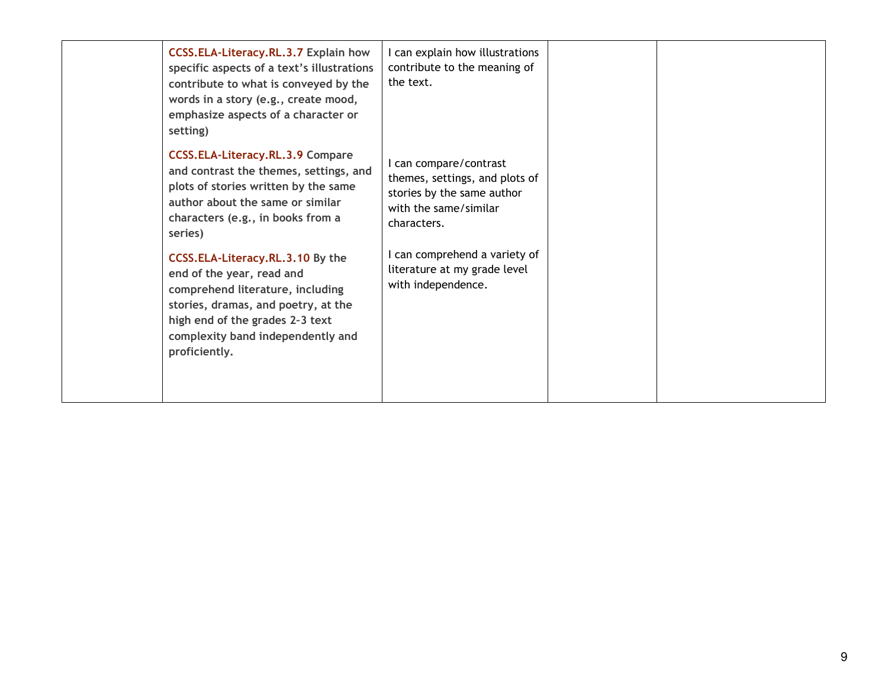| | | | | |
|---|---|---|---|---|
| | **CCSS.ELA-Literacy.RL.3.7 Explain how specific aspects of a text's illustrations contribute to what is conveyed by the words in a story (e.g., create mood, emphasize aspects of a character or setting)**<br><br>**CCSS.ELA-Literacy.RL.3.9 Compare and contrast the themes, settings, and plots of stories written by the same author about the same or similar characters (e.g., in books from a series)**<br><br>**CCSS.ELA-Literacy.RL.3.10 By the end of the year, read and comprehend literature, including stories, dramas, and poetry, at the high end of the grades 2-3 text complexity band independently and proficiently.** | I can explain how illustrations contribute to the meaning of the text.<br><br>I can compare/contrast themes, settings, and plots of stories by the same author with the same/similar characters.<br><br>I can comprehend a variety of literature at my grade level with independence. | | |